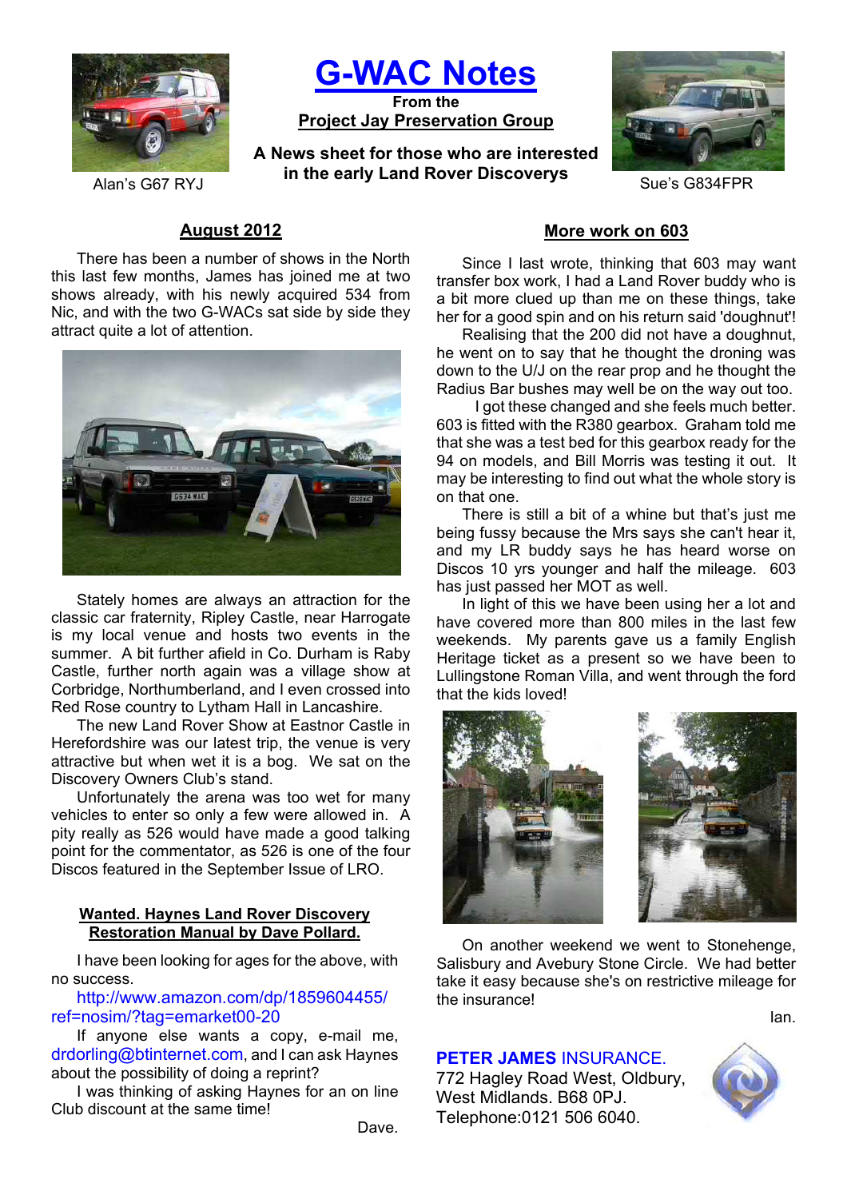Alan's G67 RYJ

# G-WAC Notes

From the

**Project Jay Preservation Group**

**A News sheet for those who are interested in the early Land Rover Discoverys**

Sue's G834FPR

## August 2012

There has been a number of shows in the North this last few months, James has joined me at two shows already, with his newly acquired 534 from Nic, and with the two G-WACs sat side by side they attract quite a lot of attention.

Stately homes are always an attraction for the classic car fraternity, Ripley Castle, near Harrogate is my local venue and hosts two events in the summer. A bit further afield in Co. Durham is Raby Castle, further north again was a village show at Corbridge, Northumberland, and I even crossed into Red Rose country to Lytham Hall in Lancashire.

The new Land Rover Show at Eastnor Castle in Herefordshire was our latest trip, the venue is very attractive but when wet it is a bog. We sat on the Discovery Owners Club's stand.

Unfortunately the arena was too wet for many vehicles to enter so only a few were allowed in. A pity really as 526 would have made a good talking point for the commentator, as 526 is one of the four Discos featured in the September Issue of LRO.

## Wanted. Haynes Land Rover Discovery Restoration Manual by Dave Pollard.

I have been looking for ages for the above, with no success.

http://www.amazon.com/dp/1859604455/ref=nosim/?tag=emarket00-20

If anyone else wants a copy, e-mail me, drdorling@btinternet.com, and I can ask Haynes about the possibility of doing a reprint?

I was thinking of asking Haynes for an on line Club discount at the same time!

Dave.

## More work on 603

Since I last wrote, thinking that 603 may want transfer box work, I had a Land Rover buddy who is a bit more clued up than me on these things, take her for a good spin and on his return said 'doughnut'!

Realising that the 200 did not have a doughnut, he went on to say that he thought the droning was down to the U/J on the rear prop and he thought the Radius Bar bushes may well be on the way out too.

I got these changed and she feels much better. 603 is fitted with the R380 gearbox. Graham told me that she was a test bed for this gearbox ready for the 94 on models, and Bill Morris was testing it out. It may be interesting to find out what the whole story is on that one.

There is still a bit of a whine but that's just me being fussy because the Mrs says she can't hear it, and my LR buddy says he has heard worse on Discos 10 yrs younger and half the mileage. 603 has just passed her MOT as well.

In light of this we have been using her a lot and have covered more than 800 miles in the last few weekends. My parents gave us a family English Heritage ticket as a present so we have been to Lullingstone Roman Villa, and went through the ford that the kids loved!

On another weekend we went to Stonehenge, Salisbury and Avebury Stone Circle. We had better take it easy because she's on restrictive mileage for the insurance!

Ian.

**PETER JAMES** INSURANCE.
772 Hagley Road West, Oldbury, West Midlands. B68 0PJ.
Telephone:0121 506 6040.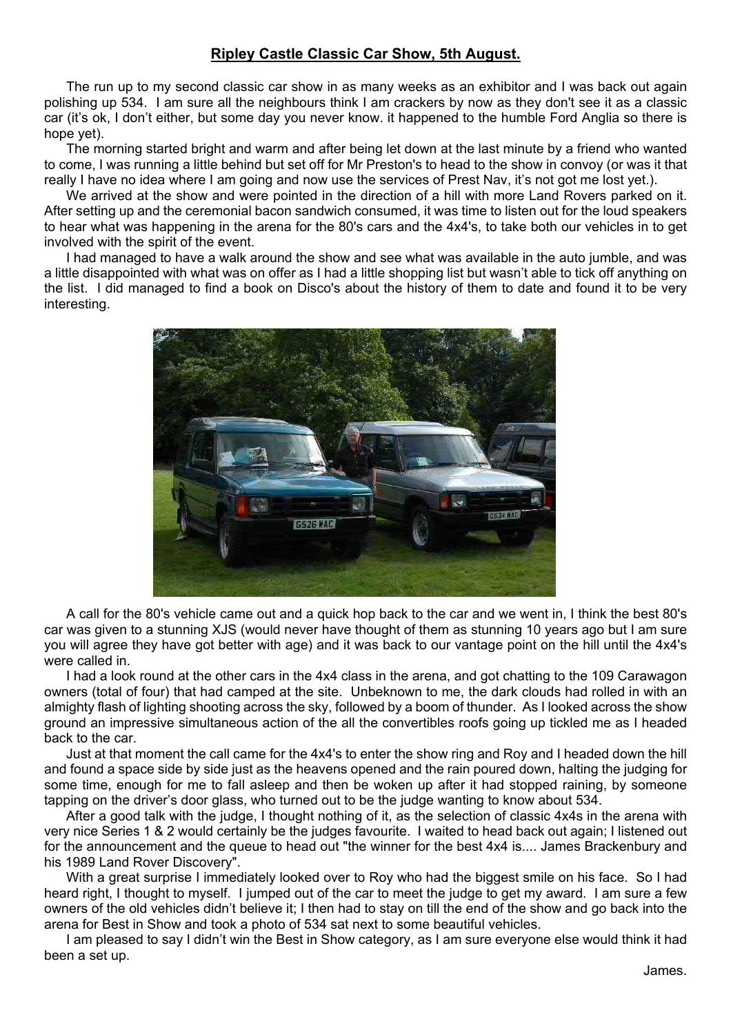## Ripley Castle Classic Car Show, 5th August.

The run up to my second classic car show in as many weeks as an exhibitor and I was back out again polishing up 534. I am sure all the neighbours think I am crackers by now as they don't see it as a classic car (it's ok, I don't either, but some day you never know. it happened to the humble Ford Anglia so there is hope yet).

The morning started bright and warm and after being let down at the last minute by a friend who wanted to come, I was running a little behind but set off for Mr Preston's to head to the show in convoy (or was it that really I have no idea where I am going and now use the services of Prest Nav, it's not got me lost yet.).

We arrived at the show and were pointed in the direction of a hill with more Land Rovers parked on it. After setting up and the ceremonial bacon sandwich consumed, it was time to listen out for the loud speakers to hear what was happening in the arena for the 80's cars and the 4x4's, to take both our vehicles in to get involved with the spirit of the event.

I had managed to have a walk around the show and see what was available in the auto jumble, and was a little disappointed with what was on offer as I had a little shopping list but wasn't able to tick off anything on the list. I did managed to find a book on Disco's about the history of them to date and found it to be very interesting.

A call for the 80's vehicle came out and a quick hop back to the car and we went in, I think the best 80's car was given to a stunning XJS (would never have thought of them as stunning 10 years ago but I am sure you will agree they have got better with age) and it was back to our vantage point on the hill until the 4x4's were called in.

I had a look round at the other cars in the 4x4 class in the arena, and got chatting to the 109 Carawagon owners (total of four) that had camped at the site. Unbeknown to me, the dark clouds had rolled in with an almighty flash of lighting shooting across the sky, followed by a boom of thunder. As I looked across the show ground an impressive simultaneous action of the all the convertibles roofs going up tickled me as I headed back to the car.

Just at that moment the call came for the 4x4's to enter the show ring and Roy and I headed down the hill and found a space side by side just as the heavens opened and the rain poured down, halting the judging for some time, enough for me to fall asleep and then be woken up after it had stopped raining, by someone tapping on the driver's door glass, who turned out to be the judge wanting to know about 534.

After a good talk with the judge, I thought nothing of it, as the selection of classic 4x4s in the arena with very nice Series 1 & 2 would certainly be the judges favourite. I waited to head back out again; I listened out for the announcement and the queue to head out "the winner for the best 4x4 is.... James Brackenbury and his 1989 Land Rover Discovery".

With a great surprise I immediately looked over to Roy who had the biggest smile on his face. So I had heard right, I thought to myself. I jumped out of the car to meet the judge to get my award. I am sure a few owners of the old vehicles didn't believe it; I then had to stay on till the end of the show and go back into the arena for Best in Show and took a photo of 534 sat next to some beautiful vehicles.

I am pleased to say I didn't win the Best in Show category, as I am sure everyone else would think it had been a set up.

James.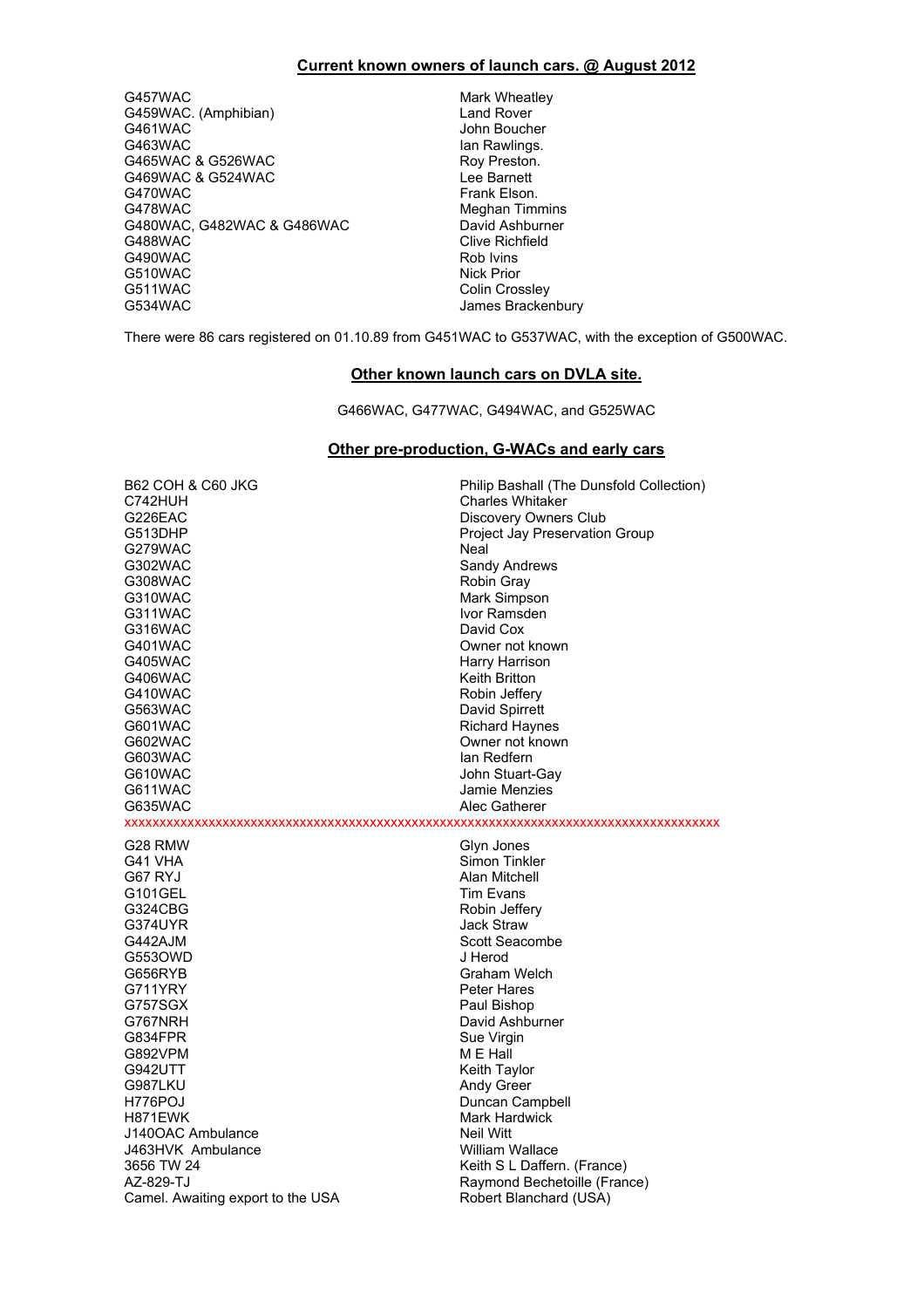## Current known owners of launch cars. @ August 2012

| | |
|---|---|
| G457WAC | Mark Wheatley |
| G459WAC. (Amphibian) | Land Rover |
| G461WAC | John Boucher |
| G463WAC | Ian Rawlings. |
| G465WAC & G526WAC | Roy Preston. |
| G469WAC & G524WAC | Lee Barnett |
| G470WAC | Frank Elson. |
| G478WAC | Meghan Timmins |
| G480WAC, G482WAC & G486WAC | David Ashburner |
| G488WAC | Clive Richfield |
| G490WAC | Rob Ivins |
| G510WAC | Nick Prior |
| G511WAC | Colin Crossley |
| G534WAC | James Brackenbury |

There were 86 cars registered on 01.10.89 from G451WAC to G537WAC, with the exception of G500WAC.

## Other known launch cars on DVLA site.

G466WAC, G477WAC, G494WAC, and G525WAC

## Other pre-production, G-WACs and early cars

| | |
|---|---|
| B62 COH & C60 JKG | Philip Bashall (The Dunsfold Collection) |
| C742HUH | Charles Whitaker |
| G226EAC | Discovery Owners Club |
| G513DHP | Project Jay Preservation Group |
| G279WAC | Neal |
| G302WAC | Sandy Andrews |
| G308WAC | Robin Gray |
| G310WAC | Mark Simpson |
| G311WAC | Ivor Ramsden |
| G316WAC | David Cox |
| G401WAC | Owner not known |
| G405WAC | Harry Harrison |
| G406WAC | Keith Britton |
| G410WAC | Robin Jeffery |
| G563WAC | David Spirrett |
| G601WAC | Richard Haynes |
| G602WAC | Owner not known |
| G603WAC | Ian Redfern |
| G610WAC | John Stuart-Gay |
| G611WAC | Jamie Menzies |
| G635WAC | Alec Gatherer |

xxxxxxxxxxxxxxxxxxxxxxxxxxxxxxxxxxxxxxxxxxxxxxxxxxxxxxxxxxxxxxxxxxxxxxxxxxxxxxxxxxxxxx

| | |
|---|---|
| G28 RMW | Glyn Jones |
| G41 VHA | Simon Tinkler |
| G67 RYJ | Alan Mitchell |
| G101GEL | Tim Evans |
| G324CBG | Robin Jeffery |
| G374UYR | Jack Straw |
| G442AJM | Scott Seacombe |
| G553OWD | J Herod |
| G656RYB | Graham Welch |
| G711YRY | Peter Hares |
| G757SGX | Paul Bishop |
| G767NRH | David Ashburner |
| G834FPR | Sue Virgin |
| G892VPM | M E Hall |
| G942UTT | Keith Taylor |
| G987LKU | Andy Greer |
| H776POJ | Duncan Campbell |
| H871EWK | Mark Hardwick |
| J140OAC Ambulance | Neil Witt |
| J463HVK Ambulance | William Wallace |
| 3656 TW 24 | Keith S L Daffern. (France) |
| AZ-829-TJ | Raymond Bechetoille (France) |
| Camel. Awaiting export to the USA | Robert Blanchard (USA) |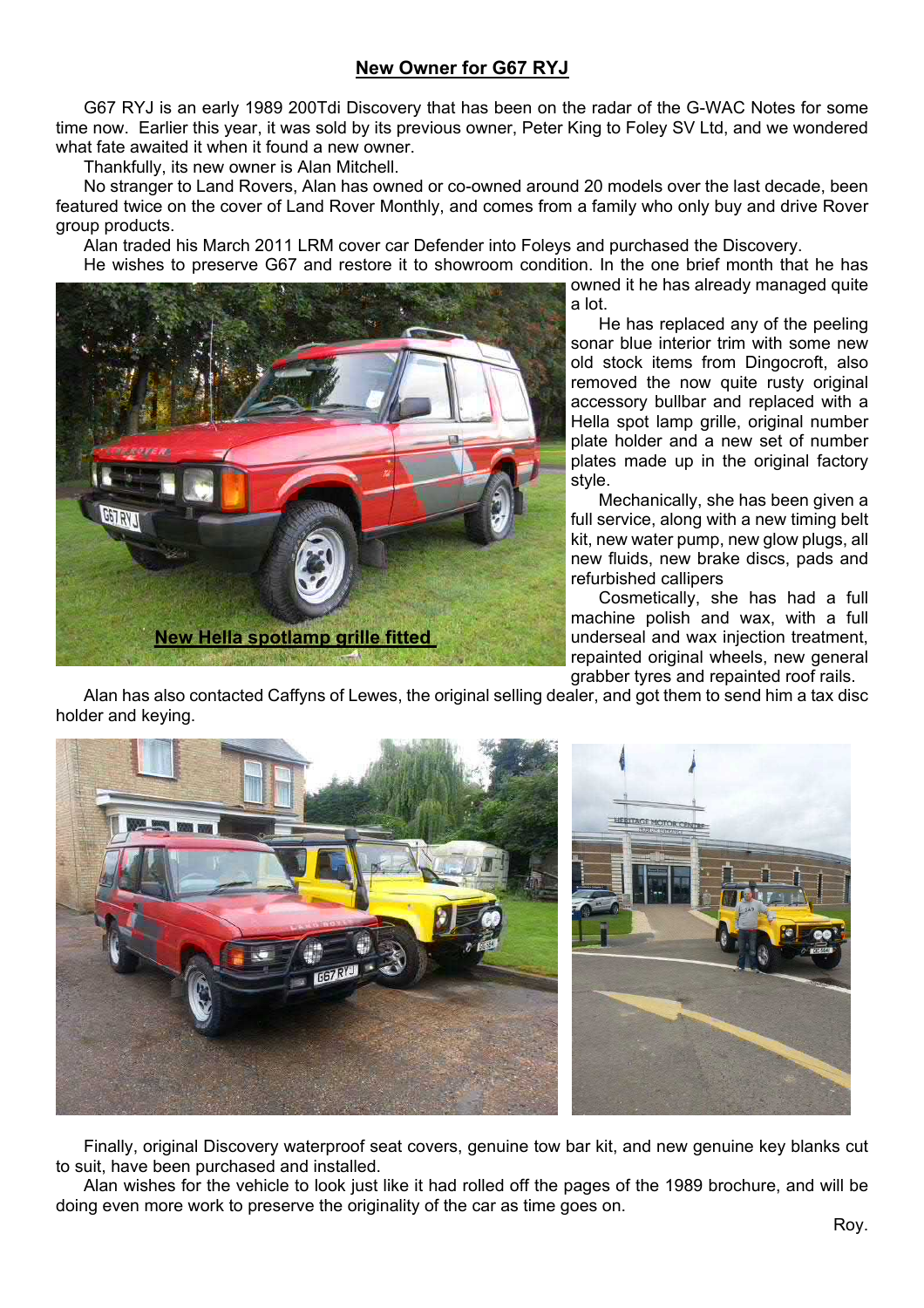## New Owner for G67 RYJ

G67 RYJ is an early 1989 200Tdi Discovery that has been on the radar of the G-WAC Notes for some time now. Earlier this year, it was sold by its previous owner, Peter King to Foley SV Ltd, and we wondered what fate awaited it when it found a new owner.

Thankfully, its new owner is Alan Mitchell.

No stranger to Land Rovers, Alan has owned or co-owned around 20 models over the last decade, been featured twice on the cover of Land Rover Monthly, and comes from a family who only buy and drive Rover group products.

Alan traded his March 2011 LRM cover car Defender into Foleys and purchased the Discovery.

He wishes to preserve G67 and restore it to showroom condition. In the one brief month that he has owned it he has already managed quite a lot.

**New Hella spotlamp grille fitted**

He has replaced any of the peeling sonar blue interior trim with some new old stock items from Dingocroft, also removed the now quite rusty original accessory bullbar and replaced with a Hella spot lamp grille, original number plate holder and a new set of number plates made up in the original factory style.

Mechanically, she has been given a full service, along with a new timing belt kit, new water pump, new glow plugs, all new fluids, new brake discs, pads and refurbished callipers

Cosmetically, she has had a full machine polish and wax, with a full underseal and wax injection treatment, repainted original wheels, new general grabber tyres and repainted roof rails.

Alan has also contacted Caffyns of Lewes, the original selling dealer, and got them to send him a tax disc holder and keying.

Finally, original Discovery waterproof seat covers, genuine tow bar kit, and new genuine key blanks cut to suit, have been purchased and installed.

Alan wishes for the vehicle to look just like it had rolled off the pages of the 1989 brochure, and will be doing even more work to preserve the originality of the car as time goes on.

Roy.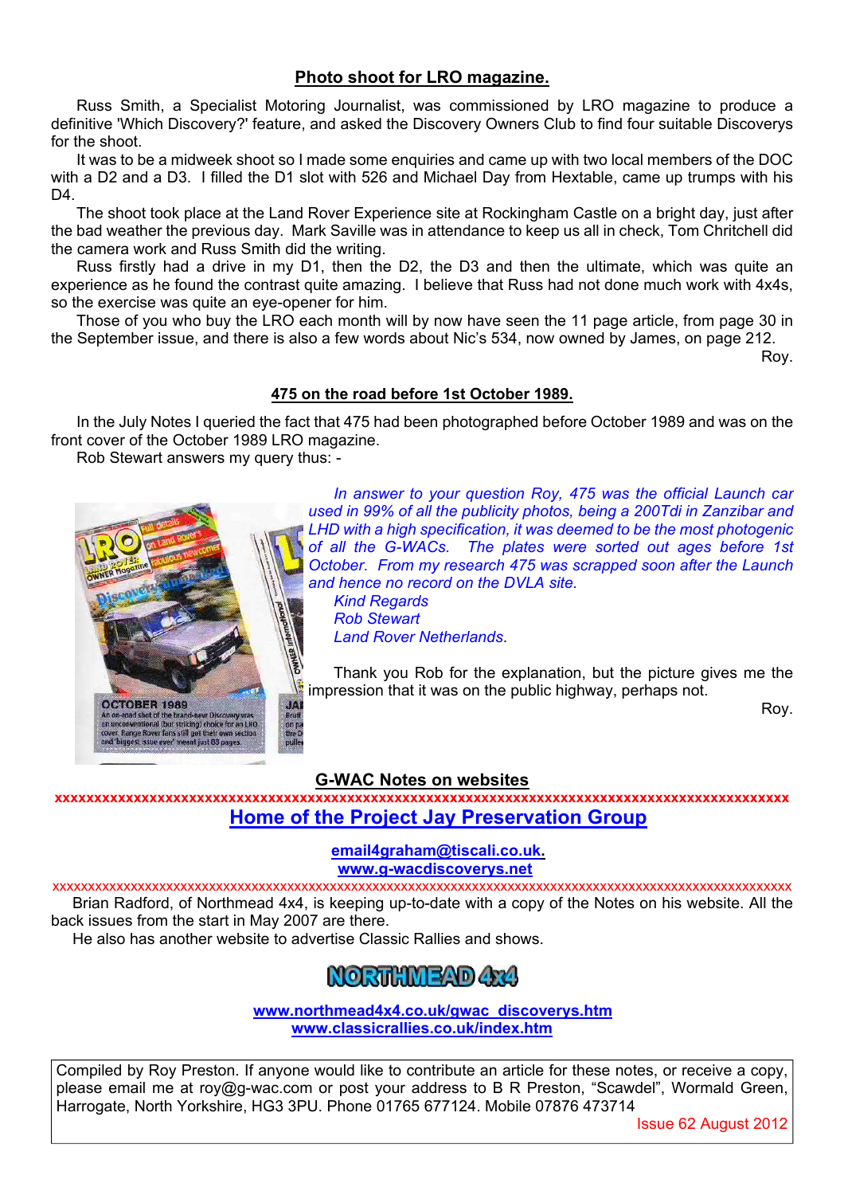## Photo shoot for LRO magazine.

Russ Smith, a Specialist Motoring Journalist, was commissioned by LRO magazine to produce a definitive 'Which Discovery?' feature, and asked the Discovery Owners Club to find four suitable Discoverys for the shoot.

It was to be a midweek shoot so I made some enquiries and came up with two local members of the DOC with a D2 and a D3. I filled the D1 slot with 526 and Michael Day from Hextable, came up trumps with his D4.

The shoot took place at the Land Rover Experience site at Rockingham Castle on a bright day, just after the bad weather the previous day. Mark Saville was in attendance to keep us all in check, Tom Chritchell did the camera work and Russ Smith did the writing.

Russ firstly had a drive in my D1, then the D2, the D3 and then the ultimate, which was quite an experience as he found the contrast quite amazing. I believe that Russ had not done much work with 4x4s, so the exercise was quite an eye-opener for him.

Those of you who buy the LRO each month will by now have seen the 11 page article, from page 30 in the September issue, and there is also a few words about Nic's 534, now owned by James, on page 212.

Roy.

## 475 on the road before 1st October 1989.

In the July Notes I queried the fact that 475 had been photographed before October 1989 and was on the front cover of the October 1989 LRO magazine.

Rob Stewart answers my query thus: -

*In answer to your question Roy, 475 was the official Launch car used in 99% of all the publicity photos, being a 200Tdi in Zanzibar and LHD with a high specification, it was deemed to be the most photogenic of all the G-WACs. The plates were sorted out ages before 1st October. From my research 475 was scrapped soon after the Launch and hence no record on the DVLA site.*

*Kind Regards*
*Rob Stewart*
*Land Rover Netherlands.*

Thank you Rob for the explanation, but the picture gives me the impression that it was on the public highway, perhaps not.

Roy.

## G-WAC Notes on websites

xxxxxxxxxxxxxxxxxxxxxxxxxxxxxxxxxxxxxxxxxxxxxxxxxxxxxxxxxxxxxxxxxxxxxxxxxxxxxxxxxxxxxxxxxxxxxxxx

**Home of the Project Jay Preservation Group**

**email4graham@tiscali.co.uk.**
**www.g-wacdiscoverys.net**

xxxxxxxxxxxxxxxxxxxxxxxxxxxxxxxxxxxxxxxxxxxxxxxxxxxxxxxxxxxxxxxxxxxxxxxxxxxxxxxxxxxxxxxxxxxxxxxxxxxxxxx

Brian Radford, of Northmead 4x4, is keeping up-to-date with a copy of the Notes on his website. All the back issues from the start in May 2007 are there.

He also has another website to advertise Classic Rallies and shows.

NORTHMEAD 4x4

**www.northmead4x4.co.uk/gwac_discoverys.htm**
**www.classicrallies.co.uk/index.htm**

Compiled by Roy Preston. If anyone would like to contribute an article for these notes, or receive a copy, please email me at roy@g-wac.com or post your address to B R Preston, "Scawdel", Wormald Green, Harrogate, North Yorkshire, HG3 3PU. Phone 01765 677124. Mobile 07876 473714

Issue 62 August 2012